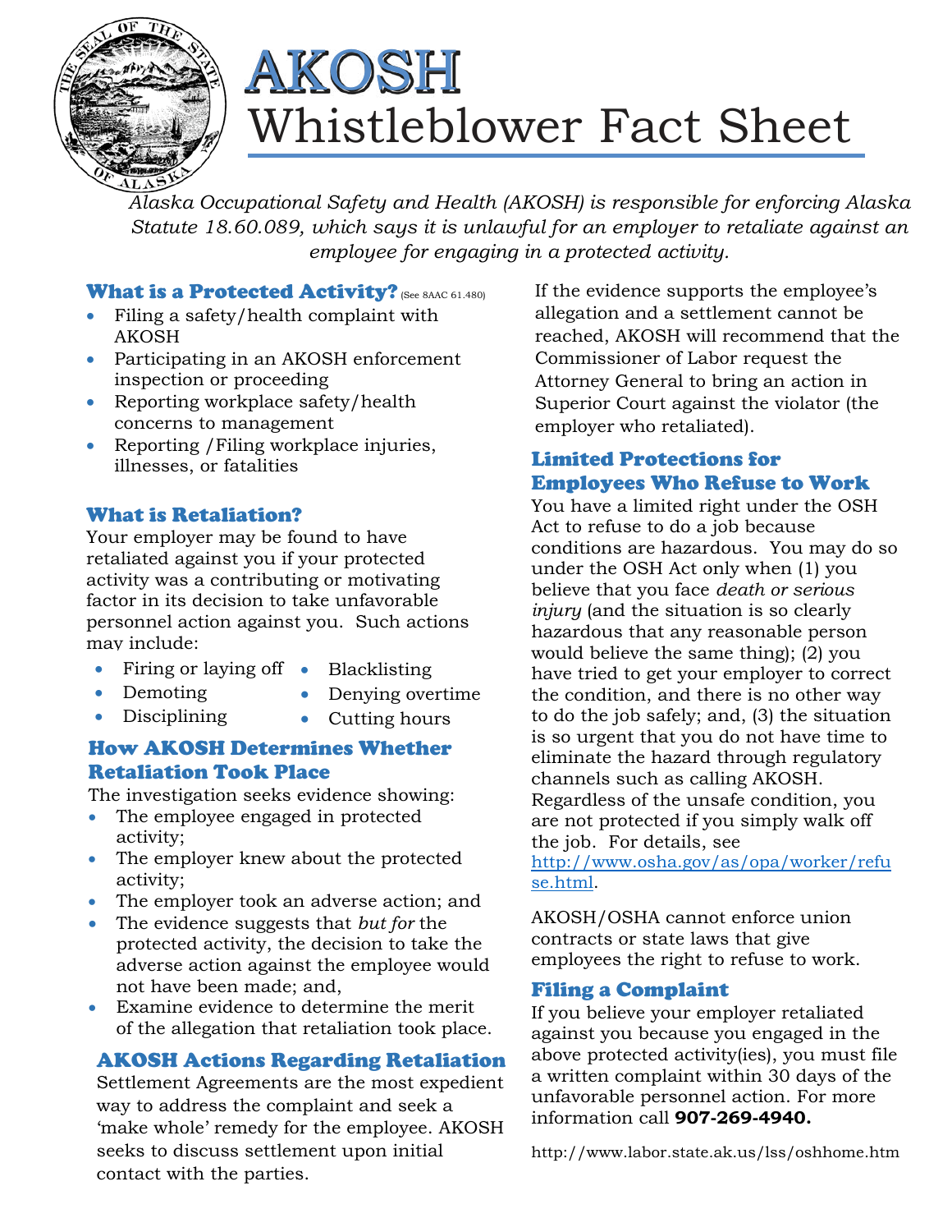# AKOSH Whistleblower Fact Sheet

*Alaska Occupational Safety and Health (AKOSH) is responsible for enforcing Alaska Statute 18.60.089, which says it is unlawful for an employer to retaliate against an employee for engaging in a protected activity.*

## What is a Protected Activity? (See 8AAC 61.480)

- Filing a safety/health complaint with AKOSH
- Participating in an AKOSH enforcement inspection or proceeding
- Reporting workplace safety/health concerns to management
- Reporting /Filing workplace injuries, illnesses, or fatalities

## What is Retaliation?

Your employer may be found to have retaliated against you if your protected activity was a contributing or motivating factor in its decision to take unfavorable personnel action against you. Such actions may include:

- Firing or laying off
- Demoting
- Disciplining
- Blacklisting
- Denying overtime
- Cutting hours

## How AKOSH Determines Whether Retaliation Took Place

The investigation seeks evidence showing:

- The employee engaged in protected activity;
- The employer knew about the protected activity;
- The employer took an adverse action; and
- The evidence suggests that *but for* the protected activity, the decision to take the adverse action against the employee would not have been made; and,
- Examine evidence to determine the merit of the allegation that retaliation took place.

## AKOSH Actions Regarding Retaliation

Settlement Agreements are the most expedient way to address the complaint and seek a 'make whole' remedy for the employee. AKOSH seeks to discuss settlement upon initial contact with the parties.

If the evidence supports the employee's allegation and a settlement cannot be reached, AKOSH will recommend that the Commissioner of Labor request the Attorney General to bring an action in Superior Court against the violator (the employer who retaliated).

## Limited Protections for Employees Who Refuse to Work

You have a limited right under the OSH Act to refuse to do a job because conditions are hazardous. You may do so under the OSH Act only when (1) you believe that you face *death or serious injury* (and the situation is so clearly hazardous that any reasonable person would believe the same thing); (2) you have tried to get your employer to correct the condition, and there is no other way to do the job safely; and, (3) the situation is so urgent that you do not have time to eliminate the hazard through regulatory channels such as calling AKOSH. Regardless of the unsafe condition, you are not protected if you simply walk off the job. For details, see http://www.osha.gov/as/opa/worker/refuse.html.

AKOSH/OSHA cannot enforce union contracts or state laws that give employees the right to refuse to work.

## Filing a Complaint

If you believe your employer retaliated against you because you engaged in the above protected activity(ies), you must file a written complaint within 30 days of the unfavorable personnel action. For more information call **907-269-4940.**

http://www.labor.state.ak.us/lss/oshhome.htm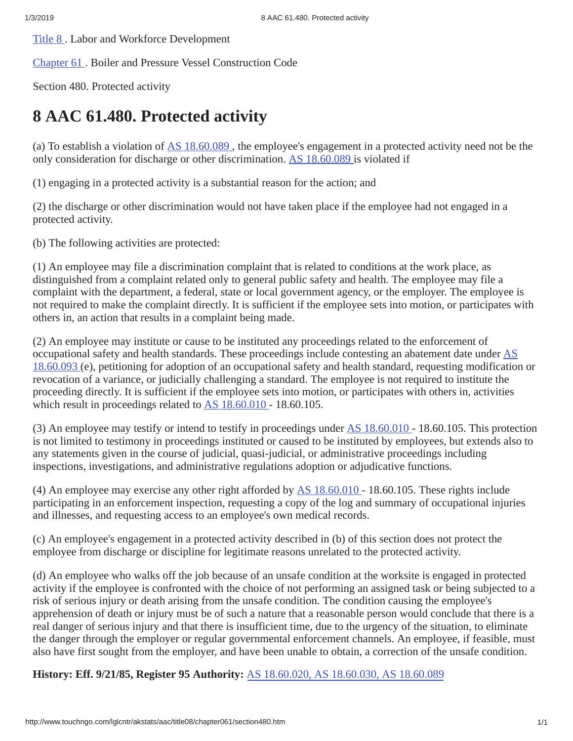Title 8 . Labor and Workforce Development

Chapter 61 . Boiler and Pressure Vessel Construction Code

Section 480. Protected activity

# 8 AAC 61.480. Protected activity

(a) To establish a violation of AS 18.60.089 , the employee's engagement in a protected activity need not be the only consideration for discharge or other discrimination. AS 18.60.089 is violated if

(1) engaging in a protected activity is a substantial reason for the action; and

(2) the discharge or other discrimination would not have taken place if the employee had not engaged in a protected activity.

(b) The following activities are protected:

(1) An employee may file a discrimination complaint that is related to conditions at the work place, as distinguished from a complaint related only to general public safety and health. The employee may file a complaint with the department, a federal, state or local government agency, or the employer. The employee is not required to make the complaint directly. It is sufficient if the employee sets into motion, or participates with others in, an action that results in a complaint being made.

(2) An employee may institute or cause to be instituted any proceedings related to the enforcement of occupational safety and health standards. These proceedings include contesting an abatement date under AS 18.60.093 (e), petitioning for adoption of an occupational safety and health standard, requesting modification or revocation of a variance, or judicially challenging a standard. The employee is not required to institute the proceeding directly. It is sufficient if the employee sets into motion, or participates with others in, activities which result in proceedings related to AS 18.60.010 - 18.60.105.

(3) An employee may testify or intend to testify in proceedings under AS 18.60.010 - 18.60.105. This protection is not limited to testimony in proceedings instituted or caused to be instituted by employees, but extends also to any statements given in the course of judicial, quasi-judicial, or administrative proceedings including inspections, investigations, and administrative regulations adoption or adjudicative functions.

(4) An employee may exercise any other right afforded by AS 18.60.010 - 18.60.105. These rights include participating in an enforcement inspection, requesting a copy of the log and summary of occupational injuries and illnesses, and requesting access to an employee's own medical records.

(c) An employee's engagement in a protected activity described in (b) of this section does not protect the employee from discharge or discipline for legitimate reasons unrelated to the protected activity.

(d) An employee who walks off the job because of an unsafe condition at the worksite is engaged in protected activity if the employee is confronted with the choice of not performing an assigned task or being subjected to a risk of serious injury or death arising from the unsafe condition. The condition causing the employee's apprehension of death or injury must be of such a nature that a reasonable person would conclude that there is a real danger of serious injury and that there is insufficient time, due to the urgency of the situation, to eliminate the danger through the employer or regular governmental enforcement channels. An employee, if feasible, must also have first sought from the employer, and have been unable to obtain, a correction of the unsafe condition.

**History: Eff. 9/21/85, Register 95 Authority:** AS 18.60.020, AS 18.60.030, AS 18.60.089